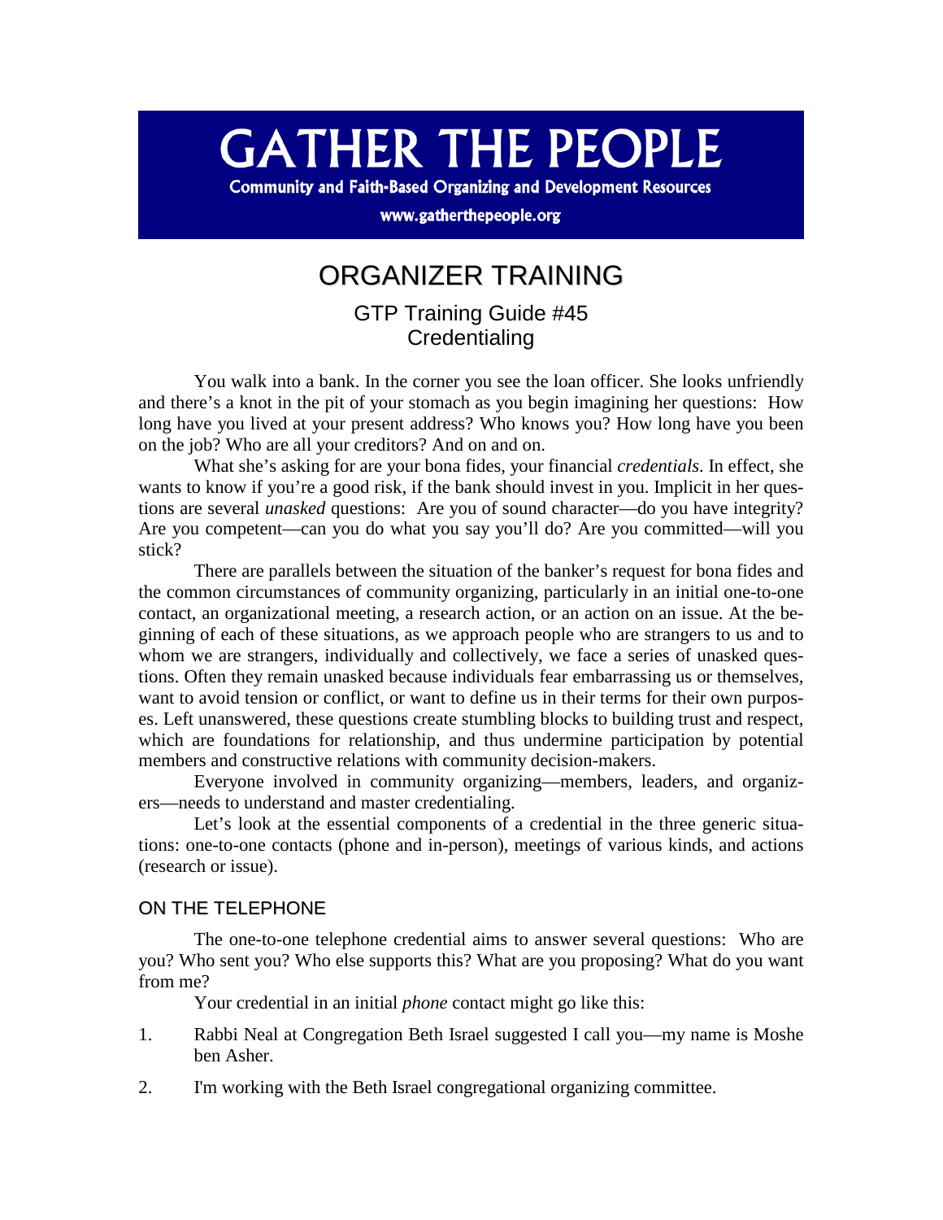# GATHER THE PEOPLE

**Community and Faith-Based Organizing and Development Resources**

**www.gatherthepeople.org**

# ORGANIZER TRAINING

## GTP Training Guide #45
## Credentialing

You walk into a bank. In the corner you see the loan officer. She looks unfriendly and there's a knot in the pit of your stomach as you begin imagining her questions: How long have you lived at your present address? Who knows you? How long have you been on the job? Who are all your creditors? And on and on.

What she's asking for are your bona fides, your financial *credentials*. In effect, she wants to know if you're a good risk, if the bank should invest in you. Implicit in her questions are several *unasked* questions: Are you of sound character—do you have integrity? Are you competent—can you do what you say you'll do? Are you committed—will you stick?

There are parallels between the situation of the banker's request for bona fides and the common circumstances of community organizing, particularly in an initial one-to-one contact, an organizational meeting, a research action, or an action on an issue. At the beginning of each of these situations, as we approach people who are strangers to us and to whom we are strangers, individually and collectively, we face a series of unasked questions. Often they remain unasked because individuals fear embarrassing us or themselves, want to avoid tension or conflict, or want to define us in their terms for their own purposes. Left unanswered, these questions create stumbling blocks to building trust and respect, which are foundations for relationship, and thus undermine participation by potential members and constructive relations with community decision-makers.

Everyone involved in community organizing—members, leaders, and organizers—needs to understand and master credentialing.

Let's look at the essential components of a credential in the three generic situations: one-to-one contacts (phone and in-person), meetings of various kinds, and actions (research or issue).

### ON THE TELEPHONE

The one-to-one telephone credential aims to answer several questions: Who are you? Who sent you? Who else supports this? What are you proposing? What do you want from me?

Your credential in an initial *phone* contact might go like this:

1. Rabbi Neal at Congregation Beth Israel suggested I call you—my name is Moshe ben Asher.
2. I'm working with the Beth Israel congregational organizing committee.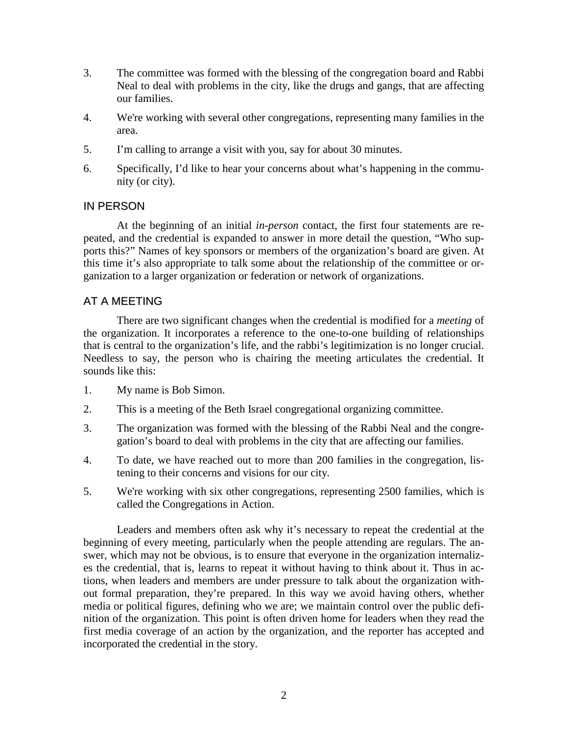3. The committee was formed with the blessing of the congregation board and Rabbi Neal to deal with problems in the city, like the drugs and gangs, that are affecting our families.
4. We're working with several other congregations, representing many families in the area.
5. I'm calling to arrange a visit with you, say for about 30 minutes.
6. Specifically, I'd like to hear your concerns about what's happening in the community (or city).

## IN PERSON

At the beginning of an initial *in-person* contact, the first four statements are repeated, and the credential is expanded to answer in more detail the question, "Who supports this?" Names of key sponsors or members of the organization's board are given. At this time it's also appropriate to talk some about the relationship of the committee or organization to a larger organization or federation or network of organizations.

## AT A MEETING

There are two significant changes when the credential is modified for a *meeting* of the organization. It incorporates a reference to the one-to-one building of relationships that is central to the organization's life, and the rabbi's legitimization is no longer crucial. Needless to say, the person who is chairing the meeting articulates the credential. It sounds like this:

1. My name is Bob Simon.
2. This is a meeting of the Beth Israel congregational organizing committee.
3. The organization was formed with the blessing of the Rabbi Neal and the congregation's board to deal with problems in the city that are affecting our families.
4. To date, we have reached out to more than 200 families in the congregation, listening to their concerns and visions for our city.
5. We're working with six other congregations, representing 2500 families, which is called the Congregations in Action.

Leaders and members often ask why it's necessary to repeat the credential at the beginning of every meeting, particularly when the people attending are regulars. The answer, which may not be obvious, is to ensure that everyone in the organization internalizes the credential, that is, learns to repeat it without having to think about it. Thus in actions, when leaders and members are under pressure to talk about the organization without formal preparation, they're prepared. In this way we avoid having others, whether media or political figures, defining who we are; we maintain control over the public definition of the organization. This point is often driven home for leaders when they read the first media coverage of an action by the organization, and the reporter has accepted and incorporated the credential in the story.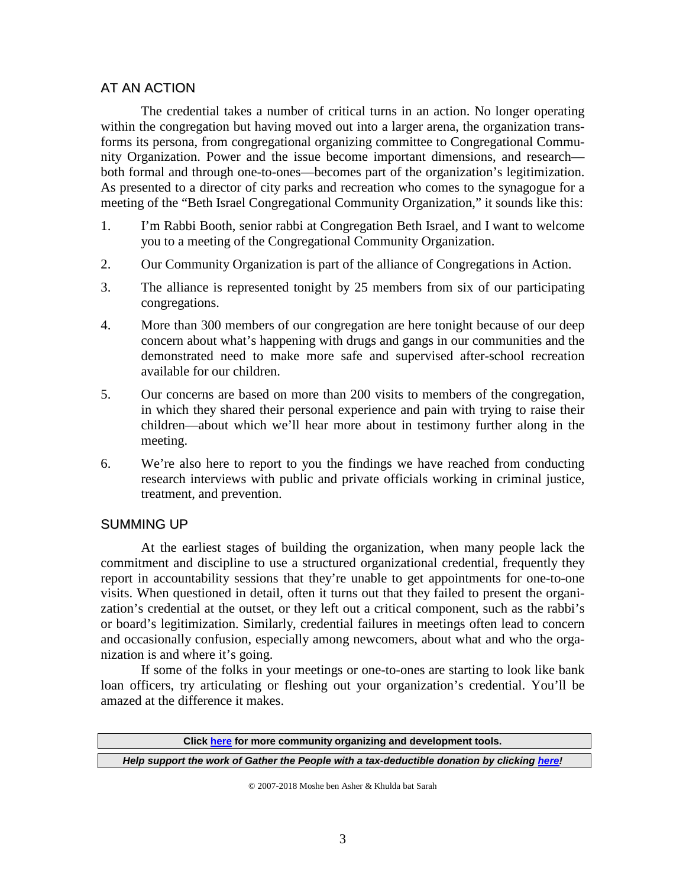## AT AN ACTION

The credential takes a number of critical turns in an action. No longer operating within the congregation but having moved out into a larger arena, the organization transforms its persona, from congregational organizing committee to Congregational Community Organization. Power and the issue become important dimensions, and research—both formal and through one-to-ones—becomes part of the organization's legitimization. As presented to a director of city parks and recreation who comes to the synagogue for a meeting of the "Beth Israel Congregational Community Organization," it sounds like this:

1. I'm Rabbi Booth, senior rabbi at Congregation Beth Israel, and I want to welcome you to a meeting of the Congregational Community Organization.
2. Our Community Organization is part of the alliance of Congregations in Action.
3. The alliance is represented tonight by 25 members from six of our participating congregations.
4. More than 300 members of our congregation are here tonight because of our deep concern about what's happening with drugs and gangs in our communities and the demonstrated need to make more safe and supervised after-school recreation available for our children.
5. Our concerns are based on more than 200 visits to members of the congregation, in which they shared their personal experience and pain with trying to raise their children—about which we'll hear more about in testimony further along in the meeting.
6. We're also here to report to you the findings we have reached from conducting research interviews with public and private officials working in criminal justice, treatment, and prevention.

## SUMMING UP

At the earliest stages of building the organization, when many people lack the commitment and discipline to use a structured organizational credential, frequently they report in accountability sessions that they're unable to get appointments for one-to-one visits. When questioned in detail, often it turns out that they failed to present the organization's credential at the outset, or they left out a critical component, such as the rabbi's or board's legitimization. Similarly, credential failures in meetings often lead to concern and occasionally confusion, especially among newcomers, about what and who the organization is and where it's going.

If some of the folks in your meetings or one-to-ones are starting to look like bank loan officers, try articulating or fleshing out your organization's credential. You'll be amazed at the difference it makes.

**Click here for more community organizing and development tools.**

***Help support the work of Gather the People with a tax-deductible donation by clicking here!***

© 2007-2018 Moshe ben Asher & Khulda bat Sarah